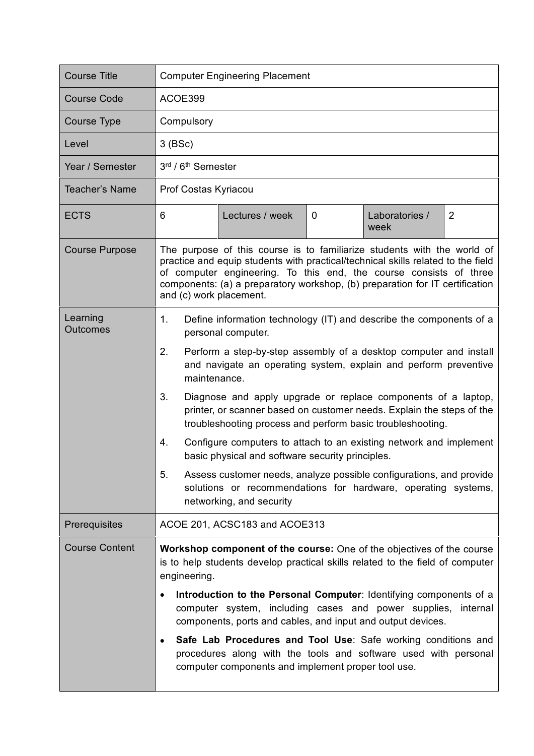| Course Title | Computer Engineering Placement | | | | |
|---|---|---|---|---|---|
| Course Code | ACOE399 | | | | |
| Course Type | Compulsory | | | | |
| Level | 3 (BSc) | | | | |
| Year / Semester | 3rd / 6th Semester | | | | |
| Teacher's Name | Prof Costas Kyriacou | | | | |
| ECTS | 6 | Lectures / week | 0 | Laboratories / week | 2 |
| Course Purpose | The purpose of this course is to familiarize students with the world of practice and equip students with practical/technical skills related to the field of computer engineering. To this end, the course consists of three components: (a) a preparatory workshop, (b) preparation for IT certification and (c) work placement. | | | | |
| Learning Outcomes | 1. Define information technology (IT) and describe the components of a personal computer.<br>2. Perform a step-by-step assembly of a desktop computer and install and navigate an operating system, explain and perform preventive maintenance.<br>3. Diagnose and apply upgrade or replace components of a laptop, printer, or scanner based on customer needs. Explain the steps of the troubleshooting process and perform basic troubleshooting.<br>4. Configure computers to attach to an existing network and implement basic physical and software security principles.<br>5. Assess customer needs, analyze possible configurations, and provide solutions or recommendations for hardware, operating systems, networking, and security | | | | |
| Prerequisites | ACOE 201, ACSC183 and ACOE313 | | | | |
| Course Content | **Workshop component of the course:** One of the objectives of the course is to help students develop practical skills related to the field of computer engineering.<br>• **Introduction to the Personal Computer**: Identifying components of a computer system, including cases and power supplies, internal components, ports and cables, and input and output devices.<br>• **Safe Lab Procedures and Tool Use**: Safe working conditions and procedures along with the tools and software used with personal computer components and implement proper tool use. | | | | |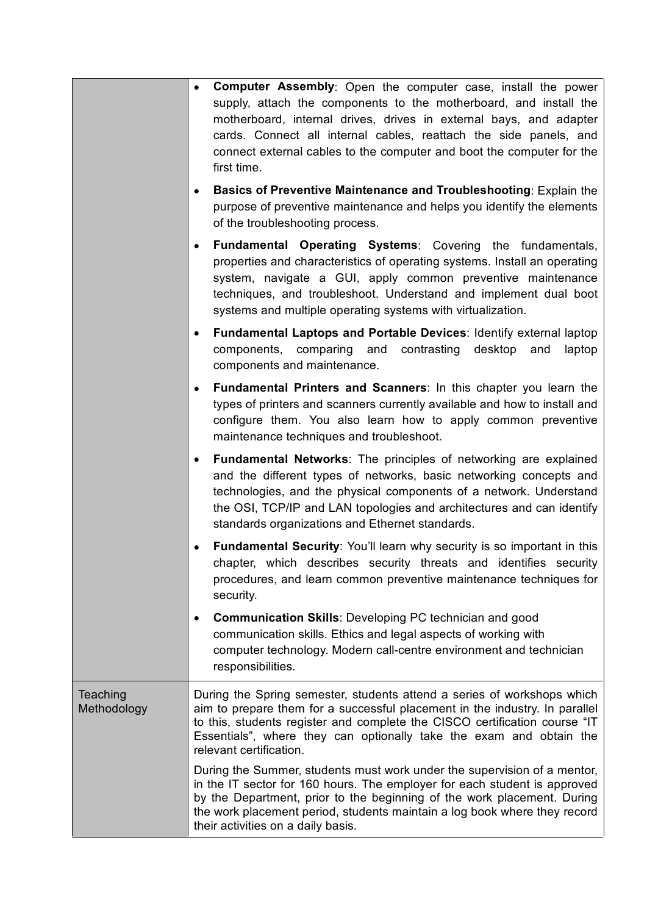| | |
|---|---|
| | • **Computer Assembly**: Open the computer case, install the power supply, attach the components to the motherboard, and install the motherboard, internal drives, drives in external bays, and adapter cards. Connect all internal cables, reattach the side panels, and connect external cables to the computer and boot the computer for the first time.<br><br>• **Basics of Preventive Maintenance and Troubleshooting**: Explain the purpose of preventive maintenance and helps you identify the elements of the troubleshooting process.<br><br>• **Fundamental Operating Systems**: Covering the fundamentals, properties and characteristics of operating systems. Install an operating system, navigate a GUI, apply common preventive maintenance techniques, and troubleshoot. Understand and implement dual boot systems and multiple operating systems with virtualization.<br><br>• **Fundamental Laptops and Portable Devices**: Identify external laptop components, comparing and contrasting desktop and laptop components and maintenance.<br><br>• **Fundamental Printers and Scanners**: In this chapter you learn the types of printers and scanners currently available and how to install and configure them. You also learn how to apply common preventive maintenance techniques and troubleshoot.<br><br>• **Fundamental Networks**: The principles of networking are explained and the different types of networks, basic networking concepts and technologies, and the physical components of a network. Understand the OSI, TCP/IP and LAN topologies and architectures and can identify standards organizations and Ethernet standards.<br><br>• **Fundamental Security**: You'll learn why security is so important in this chapter, which describes security threats and identifies security procedures, and learn common preventive maintenance techniques for security.<br><br>• **Communication Skills**: Developing PC technician and good communication skills. Ethics and legal aspects of working with computer technology. Modern call-centre environment and technician responsibilities. |
| Teaching Methodology | During the Spring semester, students attend a series of workshops which aim to prepare them for a successful placement in the industry. In parallel to this, students register and complete the CISCO certification course "IT Essentials", where they can optionally take the exam and obtain the relevant certification.<br><br>During the Summer, students must work under the supervision of a mentor, in the IT sector for 160 hours. The employer for each student is approved by the Department, prior to the beginning of the work placement. During the work placement period, students maintain a log book where they record their activities on a daily basis. |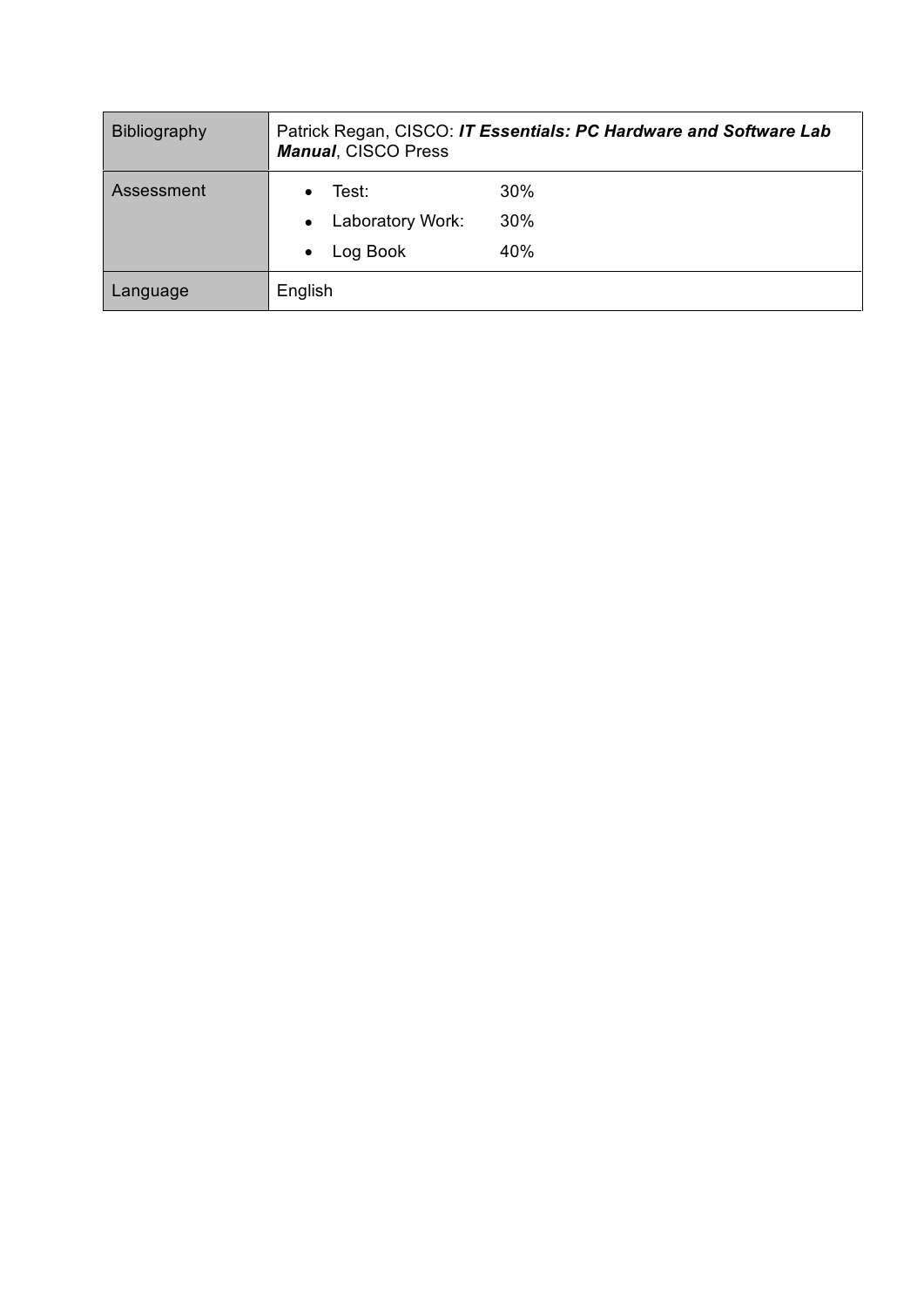| | |
|---|---|
| Bibliography | Patrick Regan, CISCO: ***IT Essentials: PC Hardware and Software Lab Manual***, CISCO Press |
| Assessment | • Test: 30%<br>• Laboratory Work: 30%<br>• Log Book 40% |
| Language | English |